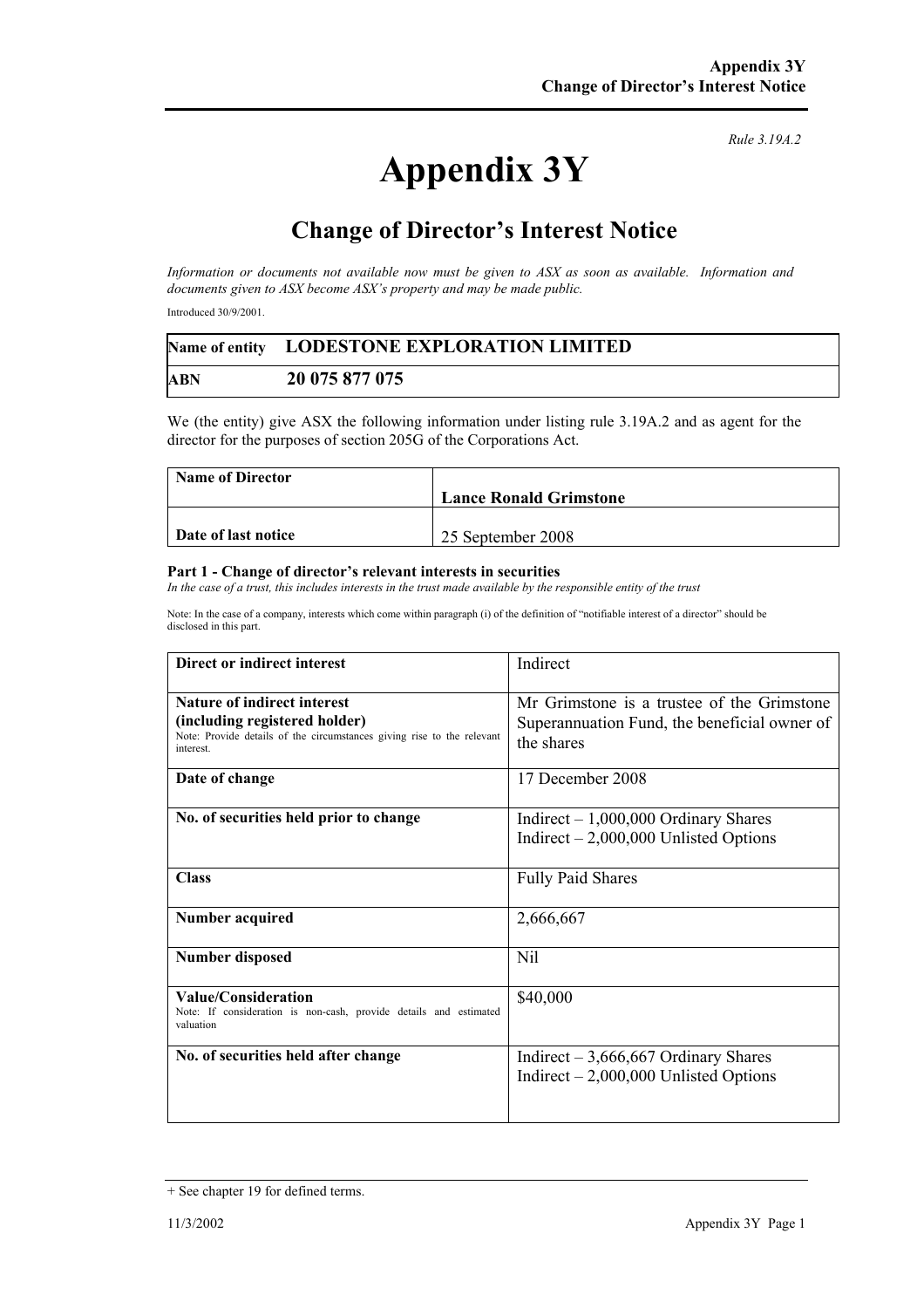*Rule 3.19A.2*

# Appendix 3Y

## Change of Director's Interest Notice

*Information or documents not available now must be given to ASX as soon as available. Information and documents given to ASX become ASX's property and may be made public.*

Introduced 30/9/2001.

| Name of entity | LODESTONE EXPLORATION LIMITED |
|---|---|
| ABN | 20 075 877 075 |

We (the entity) give ASX the following information under listing rule 3.19A.2 and as agent for the director for the purposes of section 205G of the Corporations Act.

| Name of Director | Lance Ronald Grimstone |
|---|---|
| Date of last notice | 25 September 2008 |

**Part 1 - Change of director's relevant interests in securities**

*In the case of a trust, this includes interests in the trust made available by the responsible entity of the trust*

Note: In the case of a company, interests which come within paragraph (i) of the definition of "notifiable interest of a director" should be disclosed in this part.

| | |
|---|---|
| **Direct or indirect interest** | Indirect |
| **Nature of indirect interest (including registered holder)** Note: Provide details of the circumstances giving rise to the relevant interest. | Mr Grimstone is a trustee of the Grimstone Superannuation Fund, the beneficial owner of the shares |
| **Date of change** | 17 December 2008 |
| **No. of securities held prior to change** | Indirect – 1,000,000 Ordinary Shares<br>Indirect – 2,000,000 Unlisted Options |
| **Class** | Fully Paid Shares |
| **Number acquired** | 2,666,667 |
| **Number disposed** | Nil |
| **Value/Consideration** Note: If consideration is non-cash, provide details and estimated valuation | $40,000 |
| **No. of securities held after change** | Indirect – 3,666,667 Ordinary Shares<br>Indirect – 2,000,000 Unlisted Options |

+ See chapter 19 for defined terms.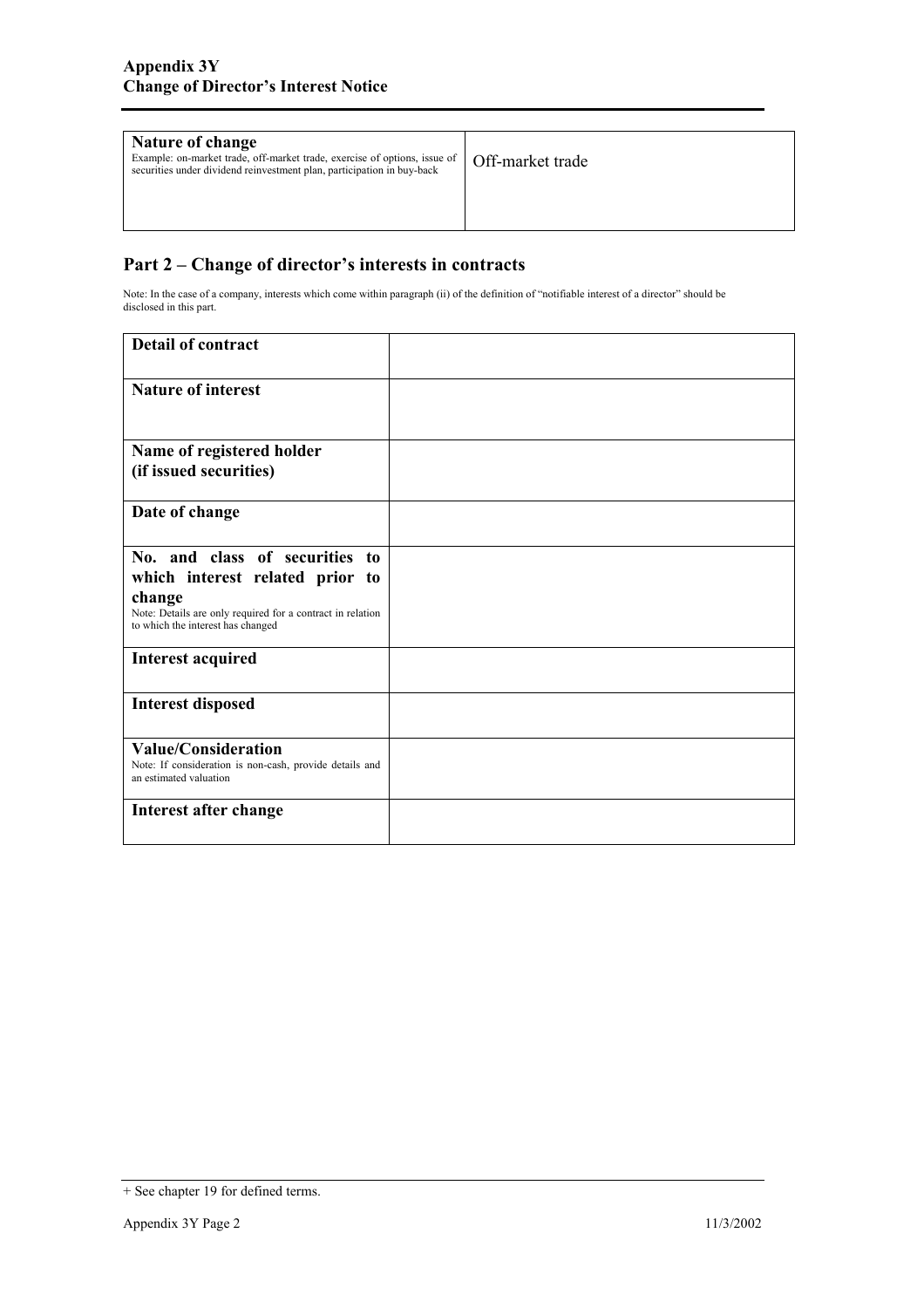| | |
|---|---|
| **Nature of change**<br>Example: on-market trade, off-market trade, exercise of options, issue of securities under dividend reinvestment plan, participation in buy-back | Off-market trade |

## Part 2 – Change of director's interests in contracts

Note: In the case of a company, interests which come within paragraph (ii) of the definition of "notifiable interest of a director" should be disclosed in this part.

| | |
|---|---|
| **Detail of contract** | |
| **Nature of interest** | |
| **Name of registered holder (if issued securities)** | |
| **Date of change** | |
| **No. and class of securities to which interest related prior to change**<br>Note: Details are only required for a contract in relation to which the interest has changed | |
| **Interest acquired** | |
| **Interest disposed** | |
| **Value/Consideration**<br>Note: If consideration is non-cash, provide details and an estimated valuation | |
| **Interest after change** | |

+ See chapter 19 for defined terms.